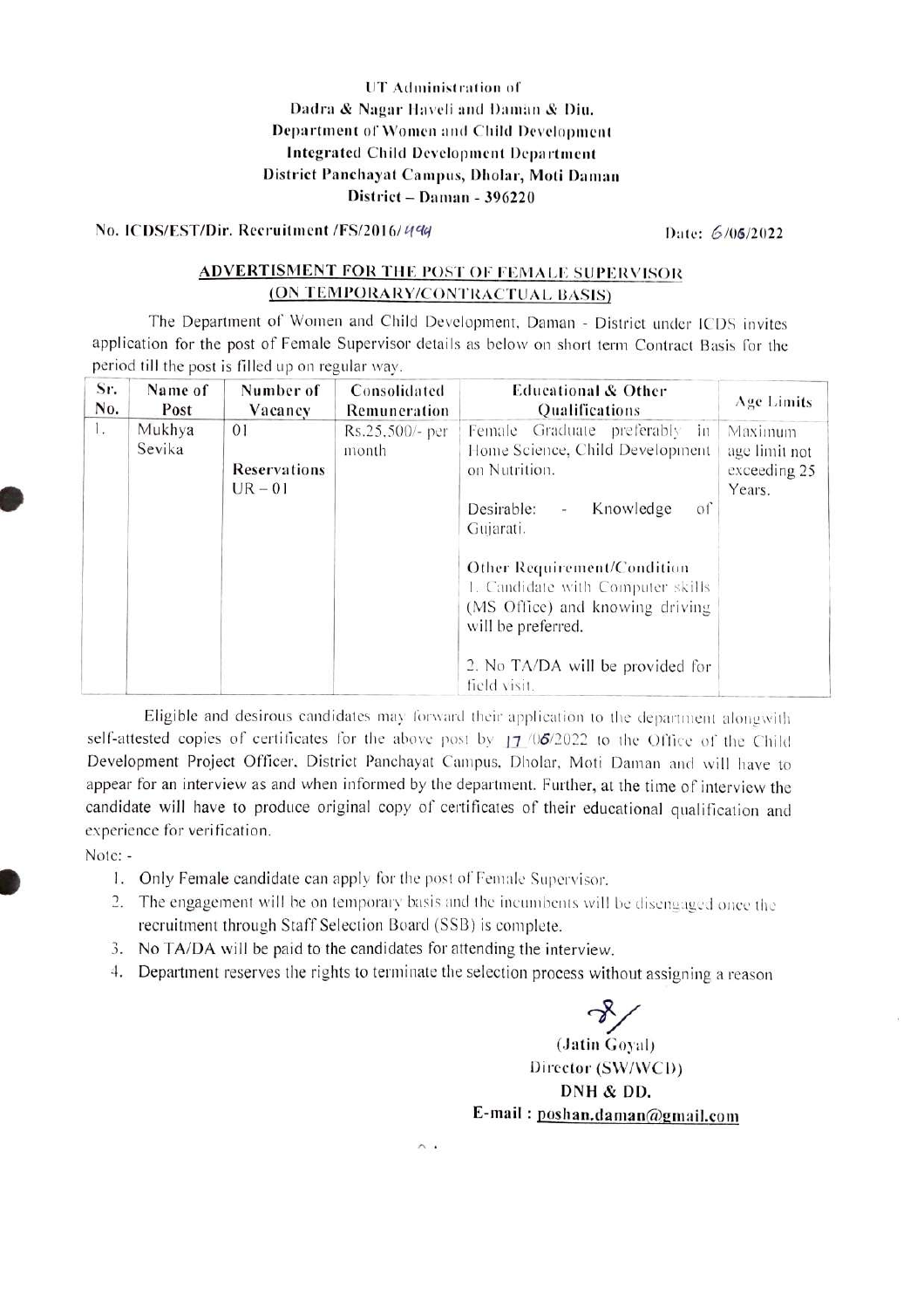**UT Administration of**
**Dadra & Nagar Haveli and Daman & Diu.**
**Department of Women and Child Development**
**Integrated Child Development Department**
**District Panchayat Campus, Dholar, Moti Daman**
**District – Daman - 396220**

**No. ICDS/EST/Dir. Recruitment /FS/2016/494** Date: 6/06/2022

## ADVERTISMENT FOR THE POST OF FEMALE SUPERVISOR (ON TEMPORARY/CONTRACTUAL BASIS)

The Department of Women and Child Development, Daman - District under ICDS invites application for the post of Female Supervisor details as below on short term Contract Basis for the period till the post is filled up on regular way.

| Sr. No. | Name of Post | Number of Vacancy | Consolidated Remuneration | Educational & Other Qualifications | Age Limits |
|---|---|---|---|---|---|
| 1. | Mukhya Sevika | 01<br><br>**Reservations** UR – 01 | Rs.25,500/- per month | Female Graduate preferably in Home Science, Child Development on Nutrition.<br><br>Desirable: - Knowledge of Gujarati.<br><br>**Other Requirement/Condition**<br>1. Candidate with Computer skills (MS Office) and knowing driving will be preferred.<br><br>2. No TA/DA will be provided for field visit. | Maximum age limit not exceeding 25 Years. |

Eligible and desirous candidates may forward their application to the department alongwith self-attested copies of certificates for the above post by 17/06/2022 to the Office of the Child Development Project Officer, District Panchayat Campus, Dholar, Moti Daman and will have to appear for an interview as and when informed by the department. Further, at the time of interview the candidate will have to produce original copy of certificates of their educational qualification and experience for verification.

Note: -

1. Only Female candidate can apply for the post of Female Supervisor.
2. The engagement will be on temporary basis and the incumbents will be disengaged once the recruitment through Staff Selection Board (SSB) is complete.
3. No TA/DA will be paid to the candidates for attending the interview.
4. Department reserves the rights to terminate the selection process without assigning a reason

**(Jatin Goyal)**
Director (SW/WCD)
**DNH & DD.**
**E-mail : poshan.daman@gmail.com**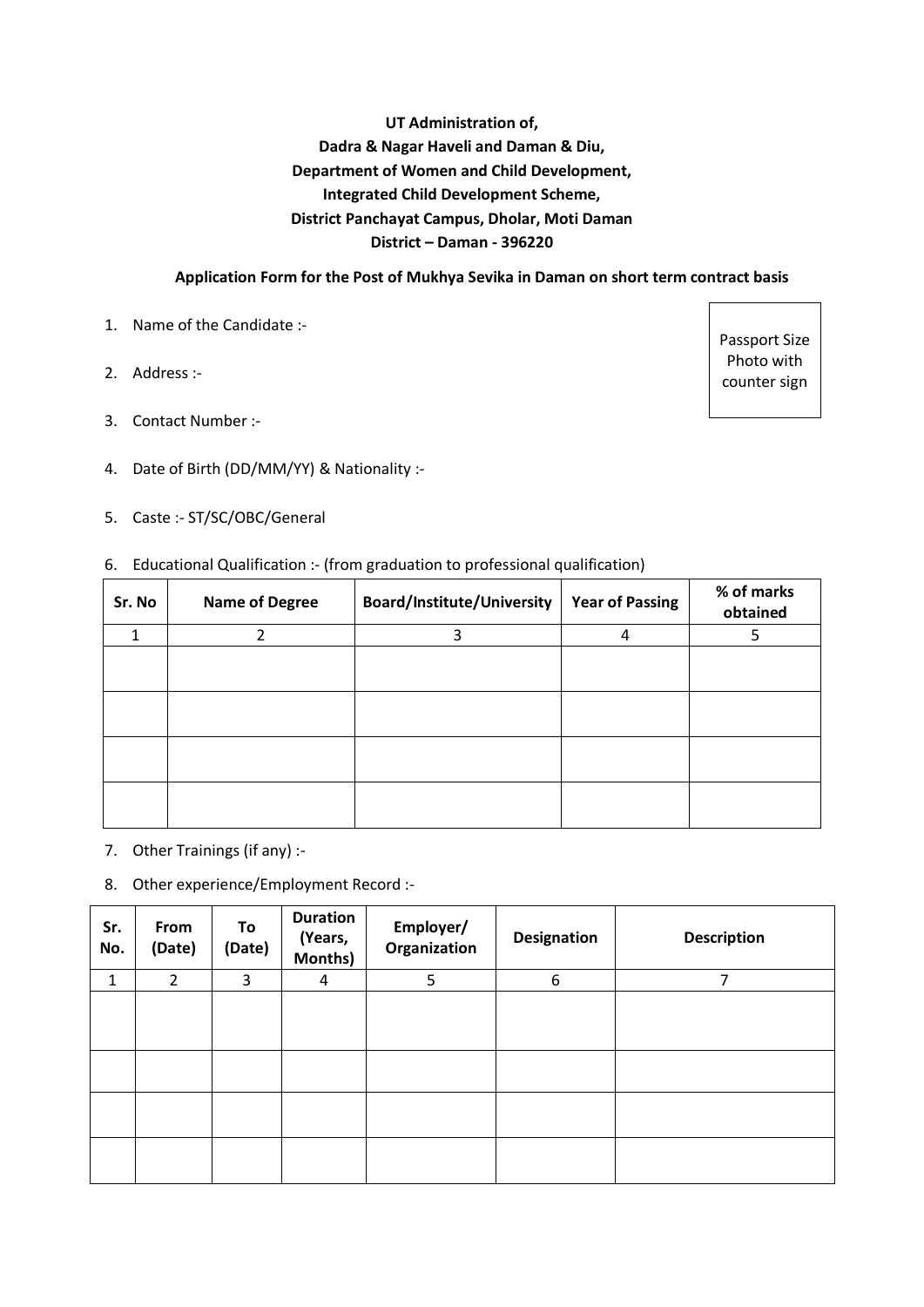**UT Administration of,**
**Dadra & Nagar Haveli and Daman & Diu,**
**Department of Women and Child Development,**
**Integrated Child Development Scheme,**
**District Panchayat Campus, Dholar, Moti Daman**
**District – Daman - 396220**

**Application Form for the Post of Mukhya Sevika in Daman on short term contract basis**

Passport Size Photo with counter sign

1. Name of the Candidate :-
2. Address :-
3. Contact Number :-
4. Date of Birth (DD/MM/YY) & Nationality :-
5. Caste :- ST/SC/OBC/General
6. Educational Qualification :- (from graduation to professional qualification)

| Sr. No | Name of Degree | Board/Institute/University | Year of Passing | % of marks obtained |
|---|---|---|---|---|
| 1 | 2 | 3 | 4 | 5 |
| | | | | |
| | | | | |
| | | | | |
| | | | | |

7. Other Trainings (if any) :-
8. Other experience/Employment Record :-

| Sr. No. | From (Date) | To (Date) | Duration (Years, Months) | Employer/ Organization | Designation | Description |
|---|---|---|---|---|---|---|
| 1 | 2 | 3 | 4 | 5 | 6 | 7 |
| | | | | | | |
| | | | | | | |
| | | | | | | |
| | | | | | | |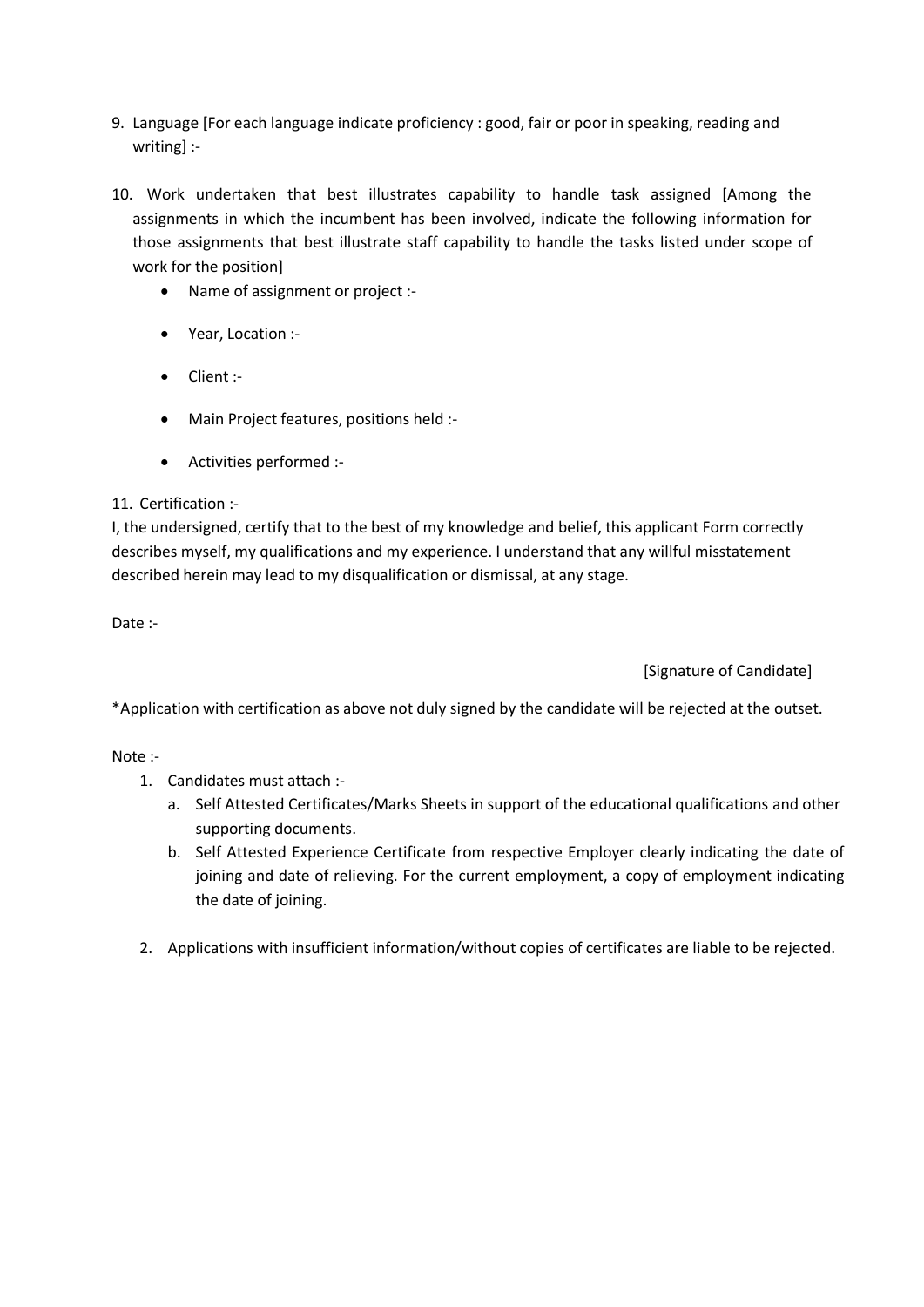9. Language [For each language indicate proficiency : good, fair or poor in speaking, reading and writing] :-

10. Work undertaken that best illustrates capability to handle task assigned [Among the assignments in which the incumbent has been involved, indicate the following information for those assignments that best illustrate staff capability to handle the tasks listed under scope of work for the position]
    - Name of assignment or project :-
    - Year, Location :-
    - Client :-
    - Main Project features, positions held :-
    - Activities performed :-

11. Certification :-

I, the undersigned, certify that to the best of my knowledge and belief, this applicant Form correctly describes myself, my qualifications and my experience. I understand that any willful misstatement described herein may lead to my disqualification or dismissal, at any stage.

Date :-

[Signature of Candidate]

*Application with certification as above not duly signed by the candidate will be rejected at the outset.

Note :-

1. Candidates must attach :-
    a. Self Attested Certificates/Marks Sheets in support of the educational qualifications and other supporting documents.
    b. Self Attested Experience Certificate from respective Employer clearly indicating the date of joining and date of relieving. For the current employment, a copy of employment indicating the date of joining.
2. Applications with insufficient information/without copies of certificates are liable to be rejected.